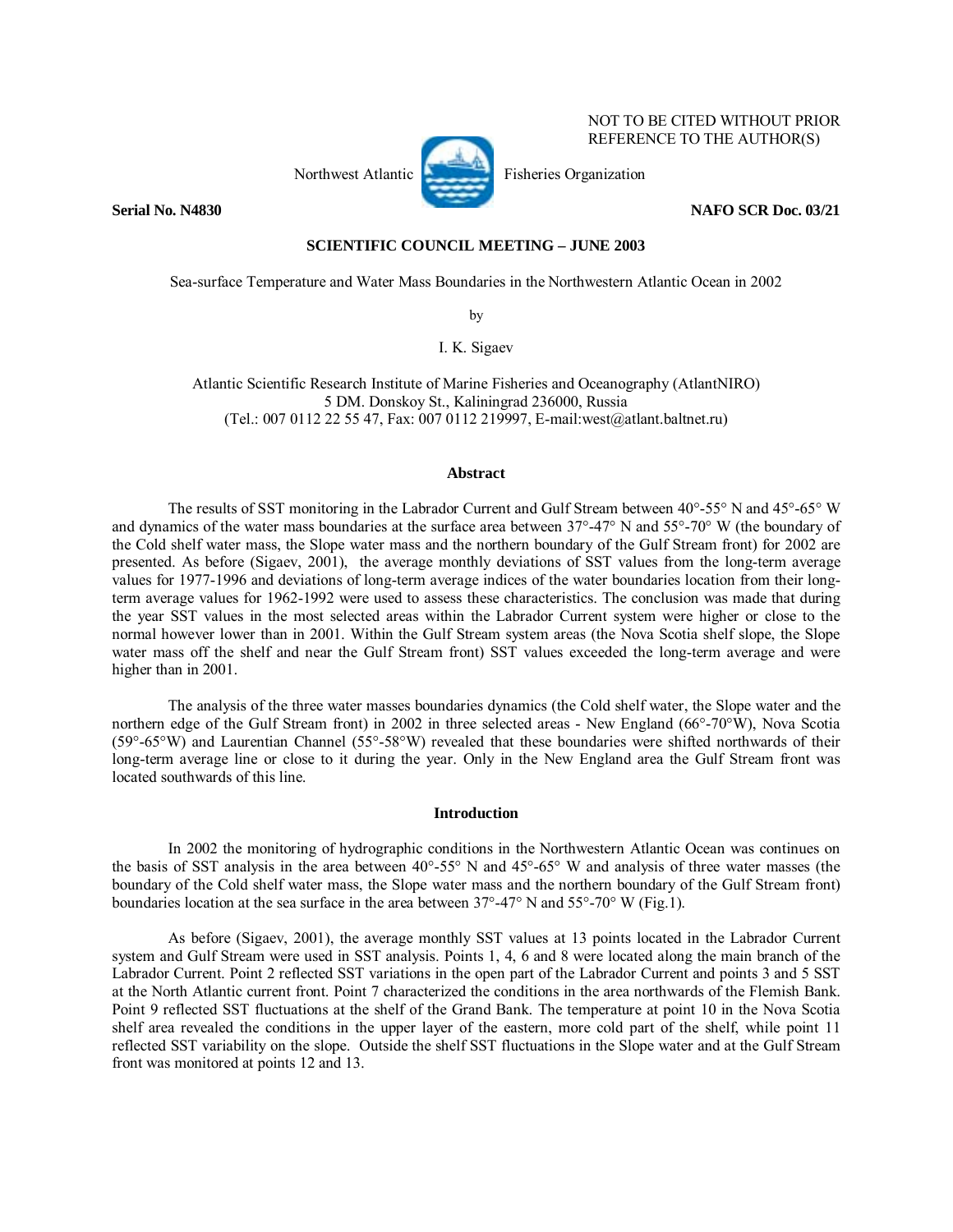NOT TO BE CITED WITHOUT PRIOR REFERENCE TO THE AUTHOR(S)

Northwest Atlantic Fisheries Organization

**Serial No. N4830** **NAFO SCR Doc. 03/21**

**SCIENTIFIC COUNCIL MEETING – JUNE 2003**

# Sea-surface Temperature and Water Mass Boundaries in the Northwestern Atlantic Ocean in 2002

by

I. K. Sigaev

Atlantic Scientific Research Institute of Marine Fisheries and Oceanography (AtlantNIRO)
5 DM. Donskoy St., Kaliningrad 236000, Russia
(Tel.: 007 0112 22 55 47, Fax: 007 0112 219997, E-mail:west@atlant.baltnet.ru)

## Abstract

The results of SST monitoring in the Labrador Current and Gulf Stream between 40°-55° N and 45°-65° W and dynamics of the water mass boundaries at the surface area between 37°-47° N and 55°-70° W (the boundary of the Cold shelf water mass, the Slope water mass and the northern boundary of the Gulf Stream front) for 2002 are presented. As before (Sigaev, 2001), the average monthly deviations of SST values from the long-term average values for 1977-1996 and deviations of long-term average indices of the water boundaries location from their long-term average values for 1962-1992 were used to assess these characteristics. The conclusion was made that during the year SST values in the most selected areas within the Labrador Current system were higher or close to the normal however lower than in 2001. Within the Gulf Stream system areas (the Nova Scotia shelf slope, the Slope water mass off the shelf and near the Gulf Stream front) SST values exceeded the long-term average and were higher than in 2001.

The analysis of the three water masses boundaries dynamics (the Cold shelf water, the Slope water and the northern edge of the Gulf Stream front) in 2002 in three selected areas - New England (66°-70°W), Nova Scotia (59°-65°W) and Laurentian Channel (55°-58°W) revealed that these boundaries were shifted northwards of their long-term average line or close to it during the year. Only in the New England area the Gulf Stream front was located southwards of this line.

## Introduction

In 2002 the monitoring of hydrographic conditions in the Northwestern Atlantic Ocean was continues on the basis of SST analysis in the area between 40°-55° N and 45°-65° W and analysis of three water masses (the boundary of the Cold shelf water mass, the Slope water mass and the northern boundary of the Gulf Stream front) boundaries location at the sea surface in the area between 37°-47° N and 55°-70° W (Fig.1).

As before (Sigaev, 2001), the average monthly SST values at 13 points located in the Labrador Current system and Gulf Stream were used in SST analysis. Points 1, 4, 6 and 8 were located along the main branch of the Labrador Current. Point 2 reflected SST variations in the open part of the Labrador Current and points 3 and 5 SST at the North Atlantic current front. Point 7 characterized the conditions in the area northwards of the Flemish Bank. Point 9 reflected SST fluctuations at the shelf of the Grand Bank. The temperature at point 10 in the Nova Scotia shelf area revealed the conditions in the upper layer of the eastern, more cold part of the shelf, while point 11 reflected SST variability on the slope. Outside the shelf SST fluctuations in the Slope water and at the Gulf Stream front was monitored at points 12 and 13.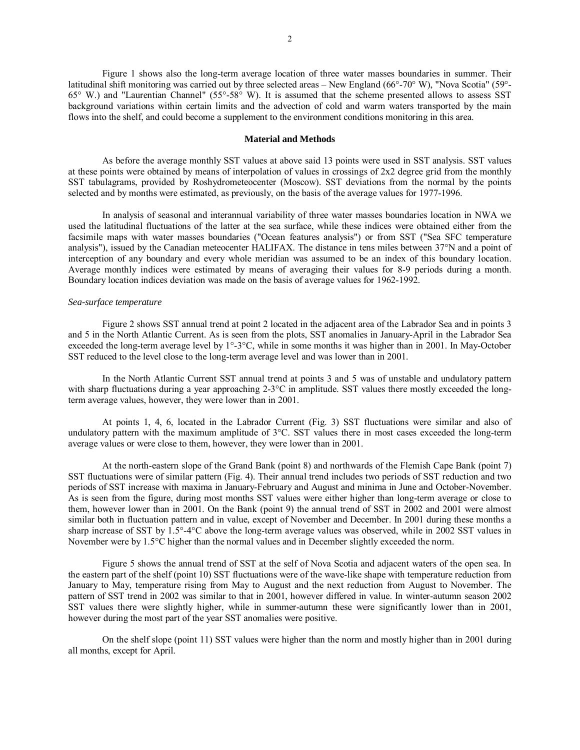Figure 1 shows also the long-term average location of three water masses boundaries in summer. Their latitudinal shift monitoring was carried out by three selected areas – New England (66°-70° W), "Nova Scotia" (59°-65° W.) and "Laurentian Channel" (55°-58° W). It is assumed that the scheme presented allows to assess SST background variations within certain limits and the advection of cold and warm waters transported by the main flows into the shelf, and could become a supplement to the environment conditions monitoring in this area.

## Material and Methods

As before the average monthly SST values at above said 13 points were used in SST analysis. SST values at these points were obtained by means of interpolation of values in crossings of 2x2 degree grid from the monthly SST tabulagrams, provided by Roshydrometeocenter (Moscow). SST deviations from the normal by the points selected and by months were estimated, as previously, on the basis of the average values for 1977-1996.

In analysis of seasonal and interannual variability of three water masses boundaries location in NWA we used the latitudinal fluctuations of the latter at the sea surface, while these indices were obtained either from the facsimile maps with water masses boundaries ("Ocean features analysis") or from SST ("Sea SFC temperature analysis"), issued by the Canadian meteocenter HALIFAX. The distance in tens miles between 37°N and a point of interception of any boundary and every whole meridian was assumed to be an index of this boundary location. Average monthly indices were estimated by means of averaging their values for 8-9 periods during a month. Boundary location indices deviation was made on the basis of average values for 1962-1992.

*Sea-surface temperature*

Figure 2 shows SST annual trend at point 2 located in the adjacent area of the Labrador Sea and in points 3 and 5 in the North Atlantic Current. As is seen from the plots, SST anomalies in January-April in the Labrador Sea exceeded the long-term average level by 1°-3°C, while in some months it was higher than in 2001. In May-October SST reduced to the level close to the long-term average level and was lower than in 2001.

In the North Atlantic Current SST annual trend at points 3 and 5 was of unstable and undulatory pattern with sharp fluctuations during a year approaching 2-3°C in amplitude. SST values there mostly exceeded the long-term average values, however, they were lower than in 2001.

At points 1, 4, 6, located in the Labrador Current (Fig. 3) SST fluctuations were similar and also of undulatory pattern with the maximum amplitude of 3°C. SST values there in most cases exceeded the long-term average values or were close to them, however, they were lower than in 2001.

At the north-eastern slope of the Grand Bank (point 8) and northwards of the Flemish Cape Bank (point 7) SST fluctuations were of similar pattern (Fig. 4). Their annual trend includes two periods of SST reduction and two periods of SST increase with maxima in January-February and August and minima in June and October-November. As is seen from the figure, during most months SST values were either higher than long-term average or close to them, however lower than in 2001. On the Bank (point 9) the annual trend of SST in 2002 and 2001 were almost similar both in fluctuation pattern and in value, except of November and December. In 2001 during these months a sharp increase of SST by 1.5°-4°C above the long-term average values was observed, while in 2002 SST values in November were by 1.5°C higher than the normal values and in December slightly exceeded the norm.

Figure 5 shows the annual trend of SST at the self of Nova Scotia and adjacent waters of the open sea. In the eastern part of the shelf (point 10) SST fluctuations were of the wave-like shape with temperature reduction from January to May, temperature rising from May to August and the next reduction from August to November. The pattern of SST trend in 2002 was similar to that in 2001, however differed in value. In winter-autumn season 2002 SST values there were slightly higher, while in summer-autumn these were significantly lower than in 2001, however during the most part of the year SST anomalies were positive.

On the shelf slope (point 11) SST values were higher than the norm and mostly higher than in 2001 during all months, except for April.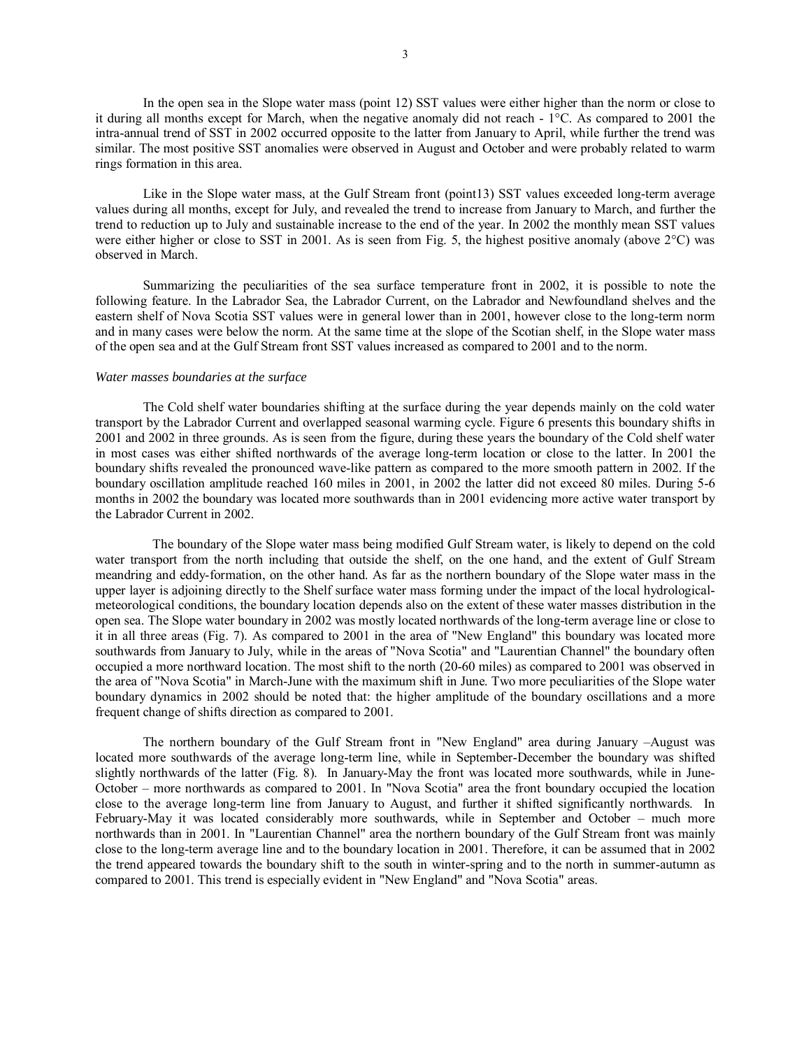In the open sea in the Slope water mass (point 12) SST values were either higher than the norm or close to it during all months except for March, when the negative anomaly did not reach - 1°C. As compared to 2001 the intra-annual trend of SST in 2002 occurred opposite to the latter from January to April, while further the trend was similar. The most positive SST anomalies were observed in August and October and were probably related to warm rings formation in this area.

Like in the Slope water mass, at the Gulf Stream front (point13) SST values exceeded long-term average values during all months, except for July, and revealed the trend to increase from January to March, and further the trend to reduction up to July and sustainable increase to the end of the year. In 2002 the monthly mean SST values were either higher or close to SST in 2001. As is seen from Fig. 5, the highest positive anomaly (above 2°C) was observed in March.

Summarizing the peculiarities of the sea surface temperature front in 2002, it is possible to note the following feature. In the Labrador Sea, the Labrador Current, on the Labrador and Newfoundland shelves and the eastern shelf of Nova Scotia SST values were in general lower than in 2001, however close to the long-term norm and in many cases were below the norm. At the same time at the slope of the Scotian shelf, in the Slope water mass of the open sea and at the Gulf Stream front SST values increased as compared to 2001 and to the norm.

*Water masses boundaries at the surface*

The Cold shelf water boundaries shifting at the surface during the year depends mainly on the cold water transport by the Labrador Current and overlapped seasonal warming cycle. Figure 6 presents this boundary shifts in 2001 and 2002 in three grounds. As is seen from the figure, during these years the boundary of the Cold shelf water in most cases was either shifted northwards of the average long-term location or close to the latter. In 2001 the boundary shifts revealed the pronounced wave-like pattern as compared to the more smooth pattern in 2002. If the boundary oscillation amplitude reached 160 miles in 2001, in 2002 the latter did not exceed 80 miles. During 5-6 months in 2002 the boundary was located more southwards than in 2001 evidencing more active water transport by the Labrador Current in 2002.

The boundary of the Slope water mass being modified Gulf Stream water, is likely to depend on the cold water transport from the north including that outside the shelf, on the one hand, and the extent of Gulf Stream meandring and eddy-formation, on the other hand. As far as the northern boundary of the Slope water mass in the upper layer is adjoining directly to the Shelf surface water mass forming under the impact of the local hydrological-meteorological conditions, the boundary location depends also on the extent of these water masses distribution in the open sea. The Slope water boundary in 2002 was mostly located northwards of the long-term average line or close to it in all three areas (Fig. 7). As compared to 2001 in the area of "New England" this boundary was located more southwards from January to July, while in the areas of "Nova Scotia" and "Laurentian Channel" the boundary often occupied a more northward location. The most shift to the north (20-60 miles) as compared to 2001 was observed in the area of "Nova Scotia" in March-June with the maximum shift in June. Two more peculiarities of the Slope water boundary dynamics in 2002 should be noted that: the higher amplitude of the boundary oscillations and a more frequent change of shifts direction as compared to 2001.

The northern boundary of the Gulf Stream front in "New England" area during January –August was located more southwards of the average long-term line, while in September-December the boundary was shifted slightly northwards of the latter (Fig. 8). In January-May the front was located more southwards, while in June-October – more northwards as compared to 2001. In "Nova Scotia" area the front boundary occupied the location close to the average long-term line from January to August, and further it shifted significantly northwards. In February-May it was located considerably more southwards, while in September and October – much more northwards than in 2001. In "Laurentian Channel" area the northern boundary of the Gulf Stream front was mainly close to the long-term average line and to the boundary location in 2001. Therefore, it can be assumed that in 2002 the trend appeared towards the boundary shift to the south in winter-spring and to the north in summer-autumn as compared to 2001. This trend is especially evident in "New England" and "Nova Scotia" areas.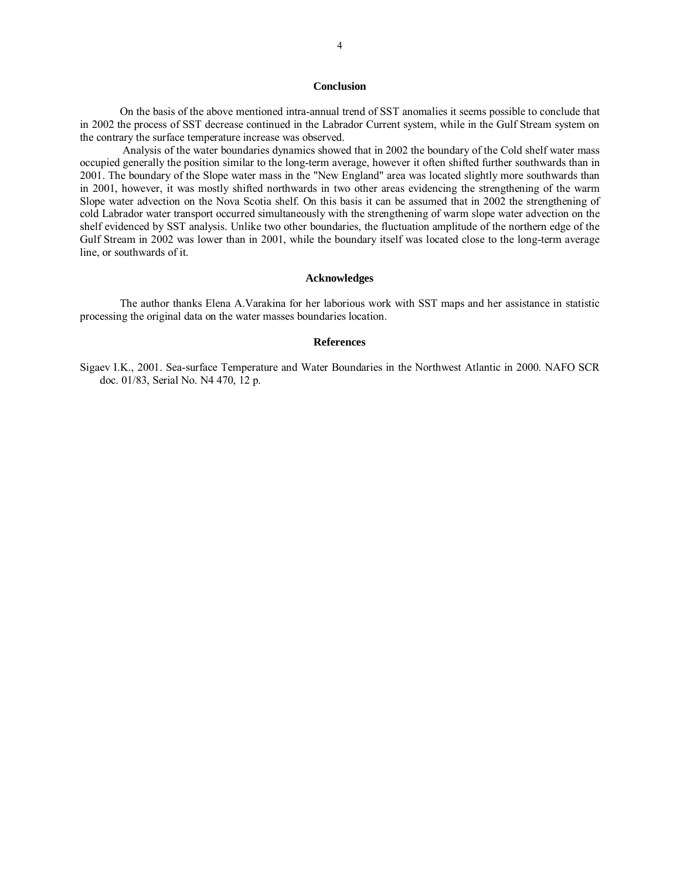## Conclusion

On the basis of the above mentioned intra-annual trend of SST anomalies it seems possible to conclude that in 2002 the process of SST decrease continued in the Labrador Current system, while in the Gulf Stream system on the contrary the surface temperature increase was observed.

Analysis of the water boundaries dynamics showed that in 2002 the boundary of the Cold shelf water mass occupied generally the position similar to the long-term average, however it often shifted further southwards than in 2001. The boundary of the Slope water mass in the "New England" area was located slightly more southwards than in 2001, however, it was mostly shifted northwards in two other areas evidencing the strengthening of the warm Slope water advection on the Nova Scotia shelf. On this basis it can be assumed that in 2002 the strengthening of cold Labrador water transport occurred simultaneously with the strengthening of warm slope water advection on the shelf evidenced by SST analysis. Unlike two other boundaries, the fluctuation amplitude of the northern edge of the Gulf Stream in 2002 was lower than in 2001, while the boundary itself was located close to the long-term average line, or southwards of it.

## Acknowledges

The author thanks Elena A.Varakina for her laborious work with SST maps and her assistance in statistic processing the original data on the water masses boundaries location.

## References

Sigaev I.K., 2001. Sea-surface Temperature and Water Boundaries in the Northwest Atlantic in 2000. NAFO SCR doc. 01/83, Serial No. N4 470, 12 p.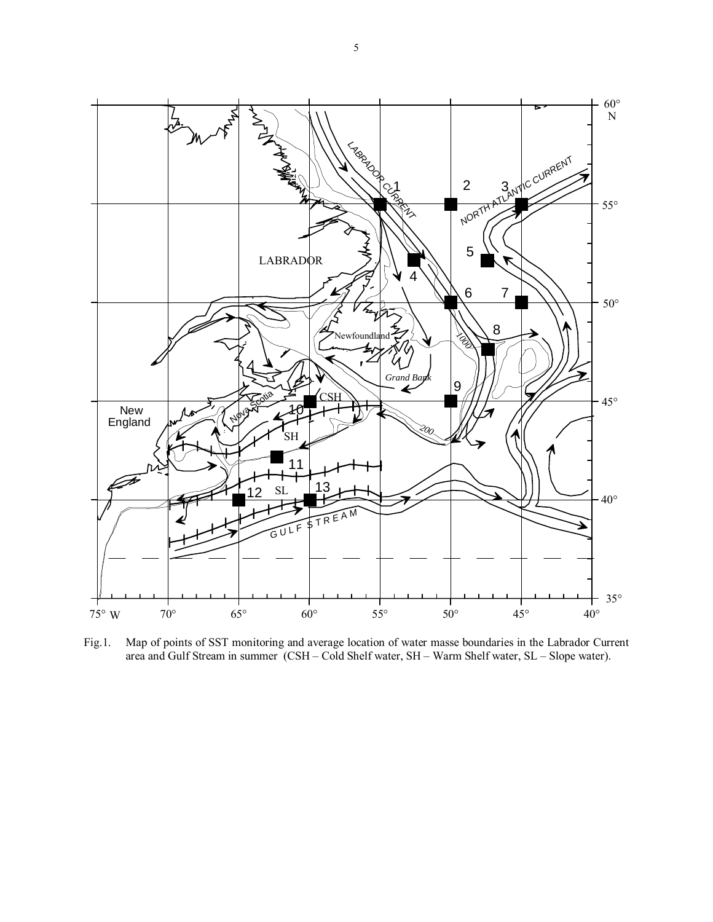Fig.1. Map of points of SST monitoring and average location of water masse boundaries in the Labrador Current area and Gulf Stream in summer (CSH – Cold Shelf water, SH – Warm Shelf water, SL – Slope water).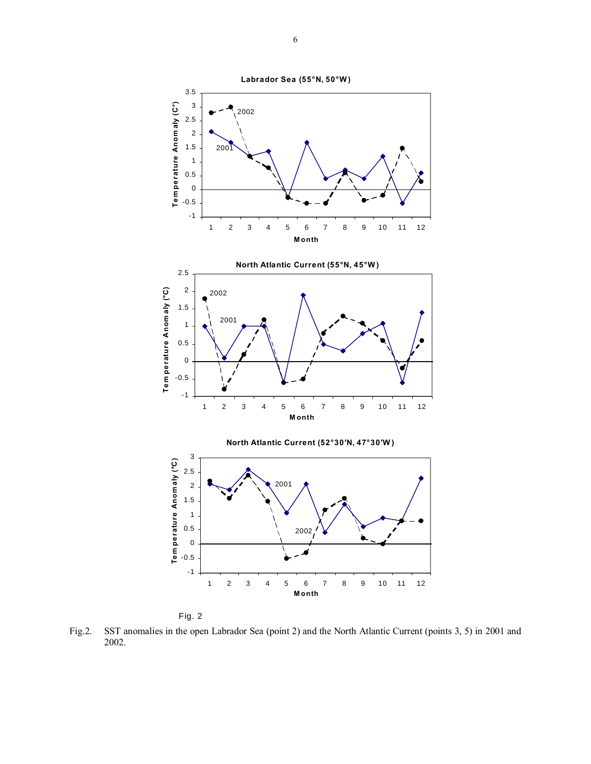Fig. 2

Fig.2. SST anomalies in the open Labrador Sea (point 2) and the North Atlantic Current (points 3, 5) in 2001 and 2002.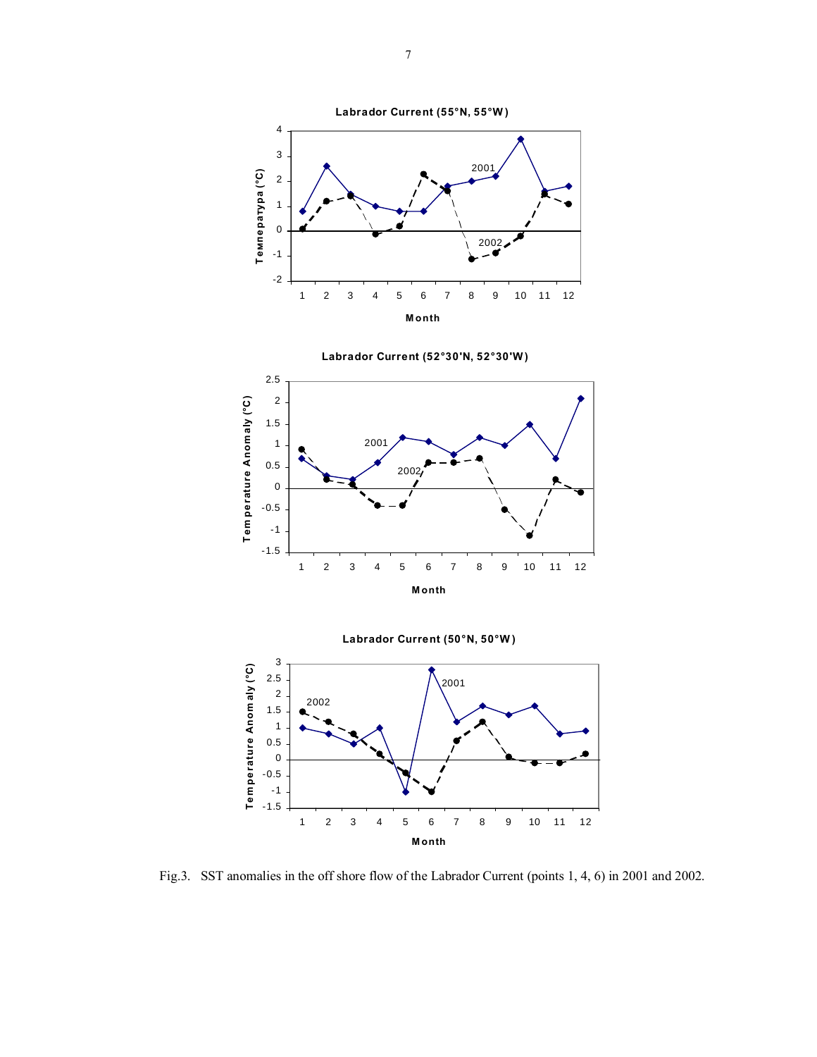Fig.3. SST anomalies in the off shore flow of the Labrador Current (points 1, 4, 6) in 2001 and 2002.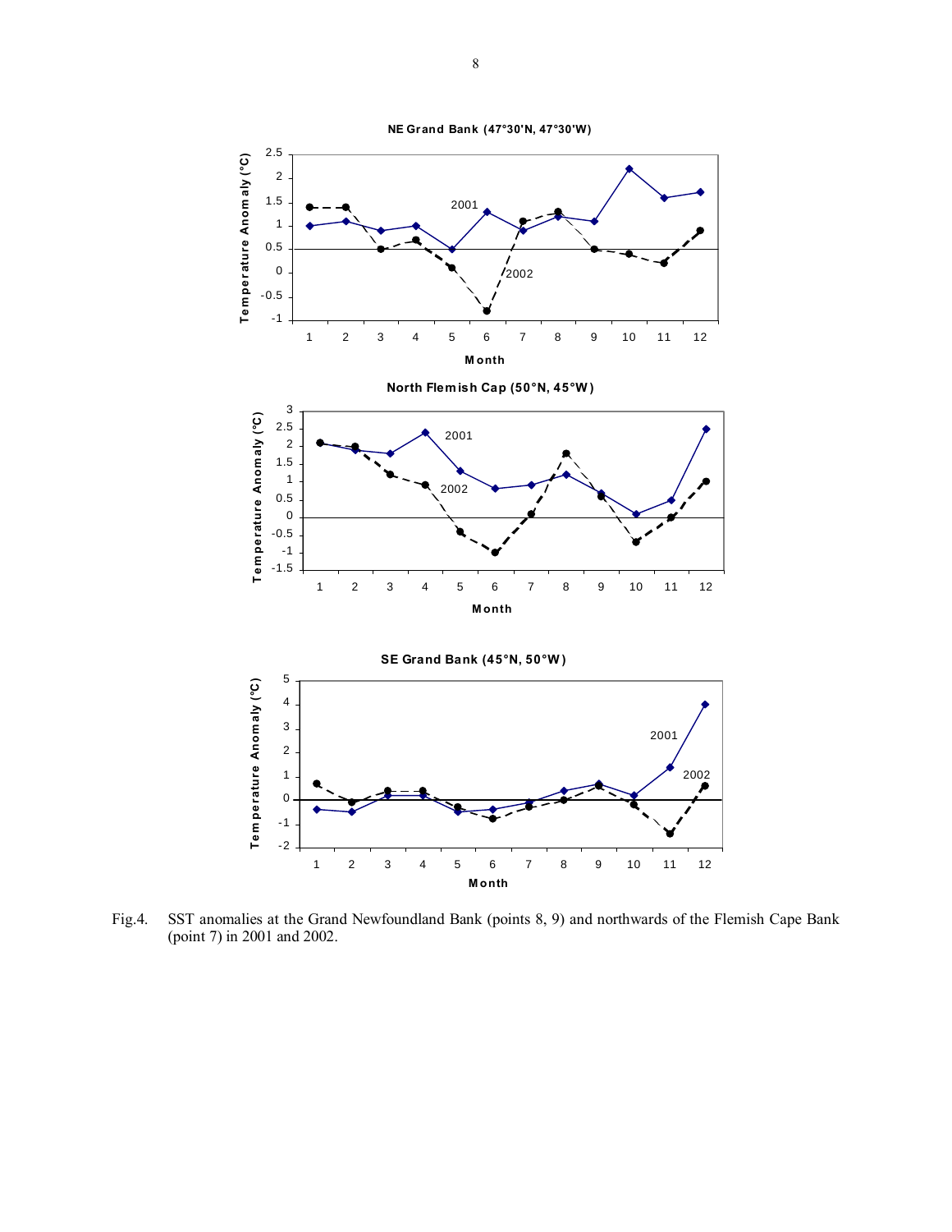Fig.4. SST anomalies at the Grand Newfoundland Bank (points 8, 9) and northwards of the Flemish Cape Bank (point 7) in 2001 and 2002.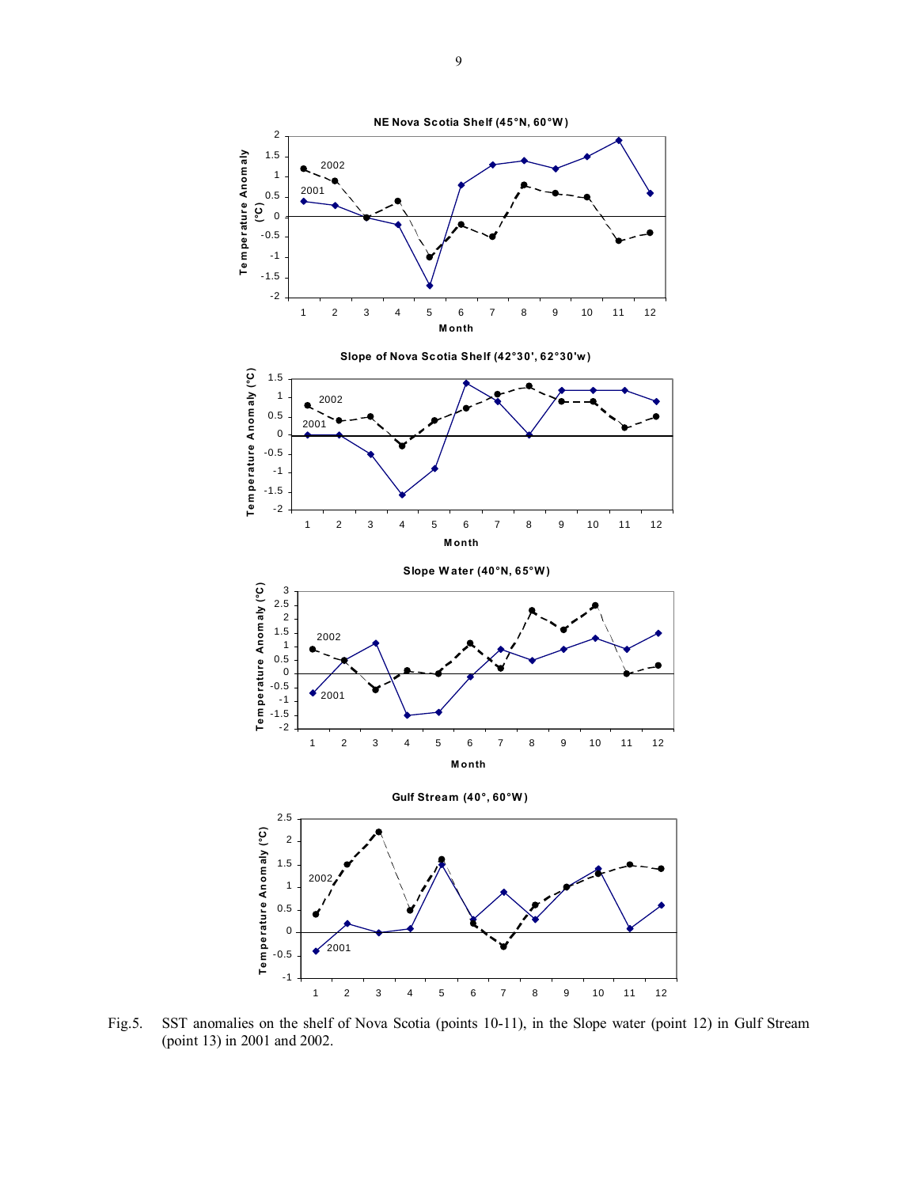Fig.5. SST anomalies on the shelf of Nova Scotia (points 10-11), in the Slope water (point 12) in Gulf Stream (point 13) in 2001 and 2002.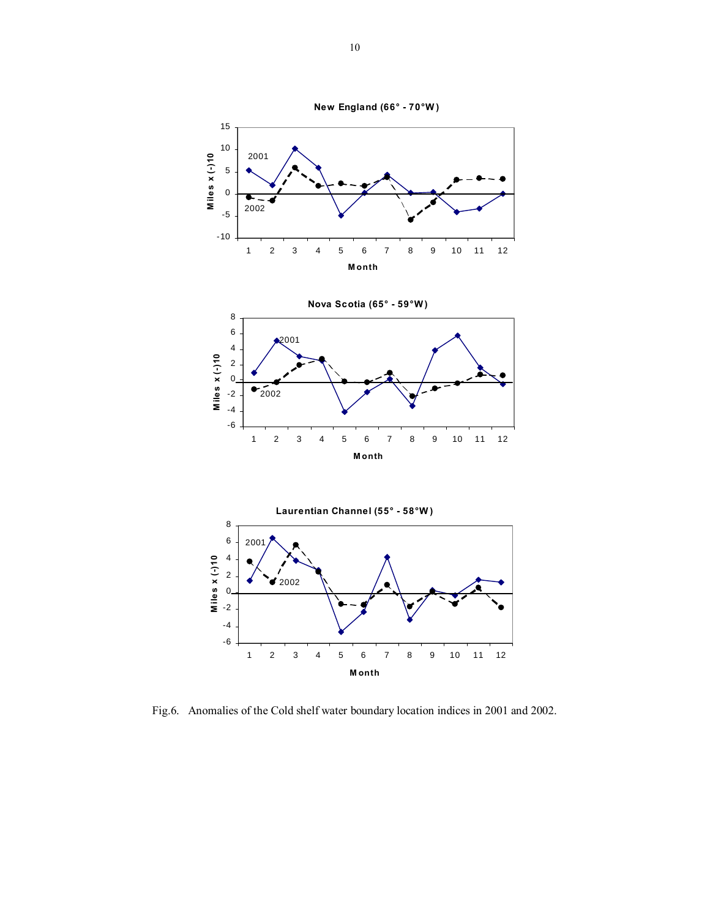Fig.6. Anomalies of the Cold shelf water boundary location indices in 2001 and 2002.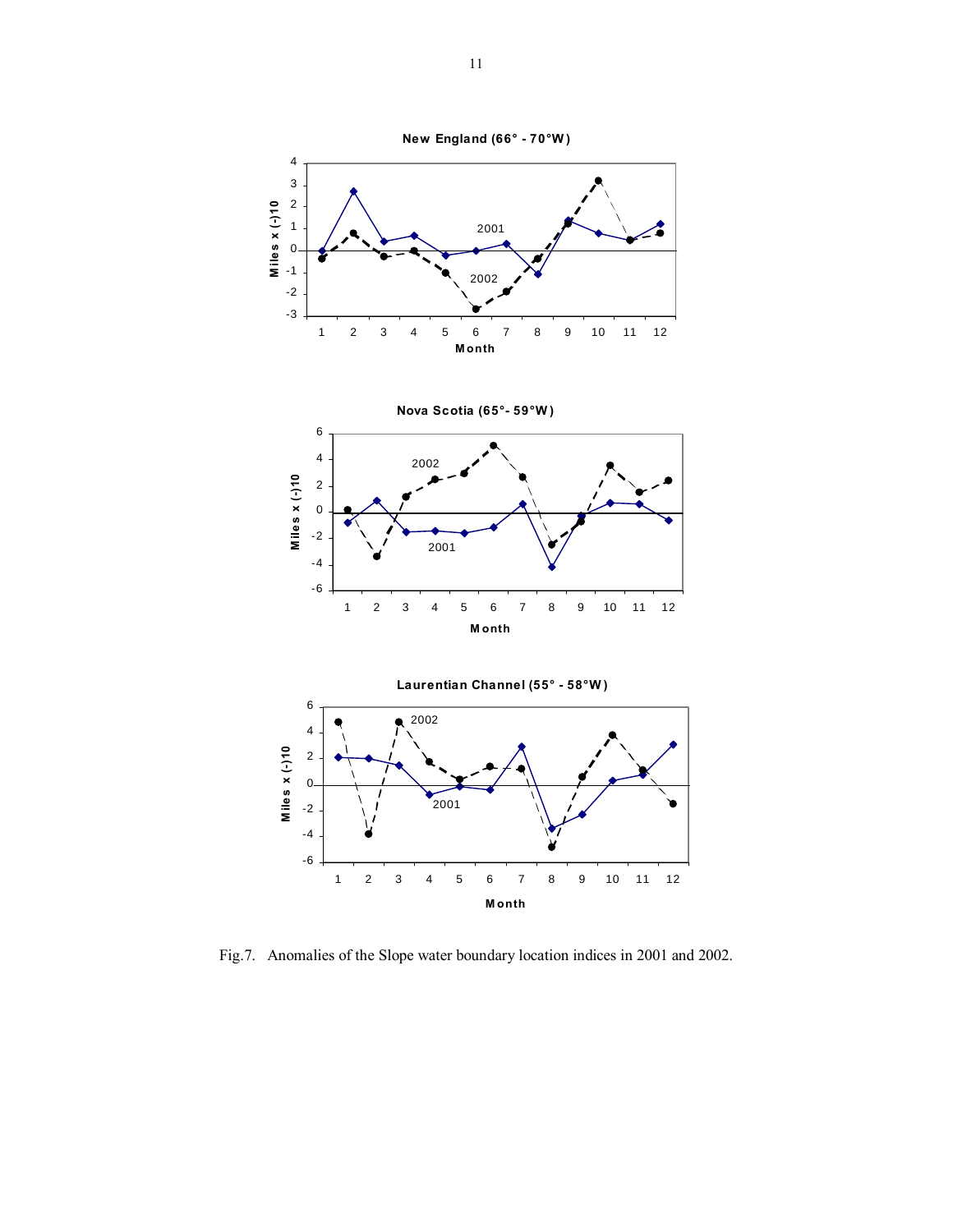Fig.7. Anomalies of the Slope water boundary location indices in 2001 and 2002.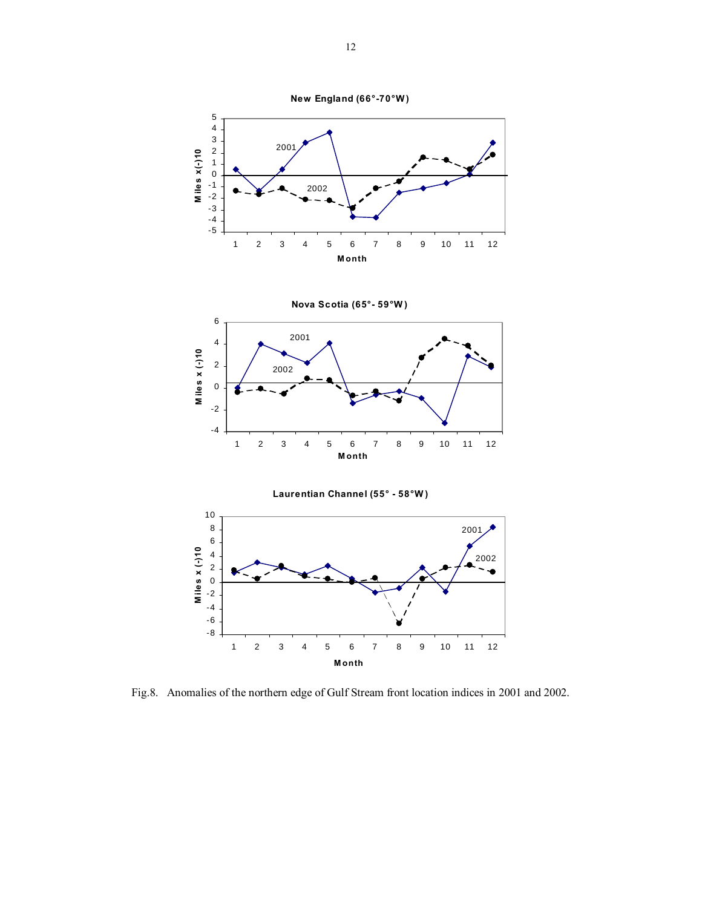New England (66°-70°W)

Miles x(-)10

5
4
3
2
1
0
-1
-2
-3
-4
-5

2001

2002

1 2 3 4 5 6 7 8 9 10 11 12

Month

Nova Scotia (65°- 59°W)

Miles x (-)10

6
4
2
0
-2
-4

2001

2002

1 2 3 4 5 6 7 8 9 10 11 12

Month

Laurentian Channel (55° - 58°W)

Miles x (-)10

10
8
6
4
2
0
-2
-4
-6
-8

2001

2002

1 2 3 4 5 6 7 8 9 10 11 12

Month

Fig.8. Anomalies of the northern edge of Gulf Stream front location indices in 2001 and 2002.